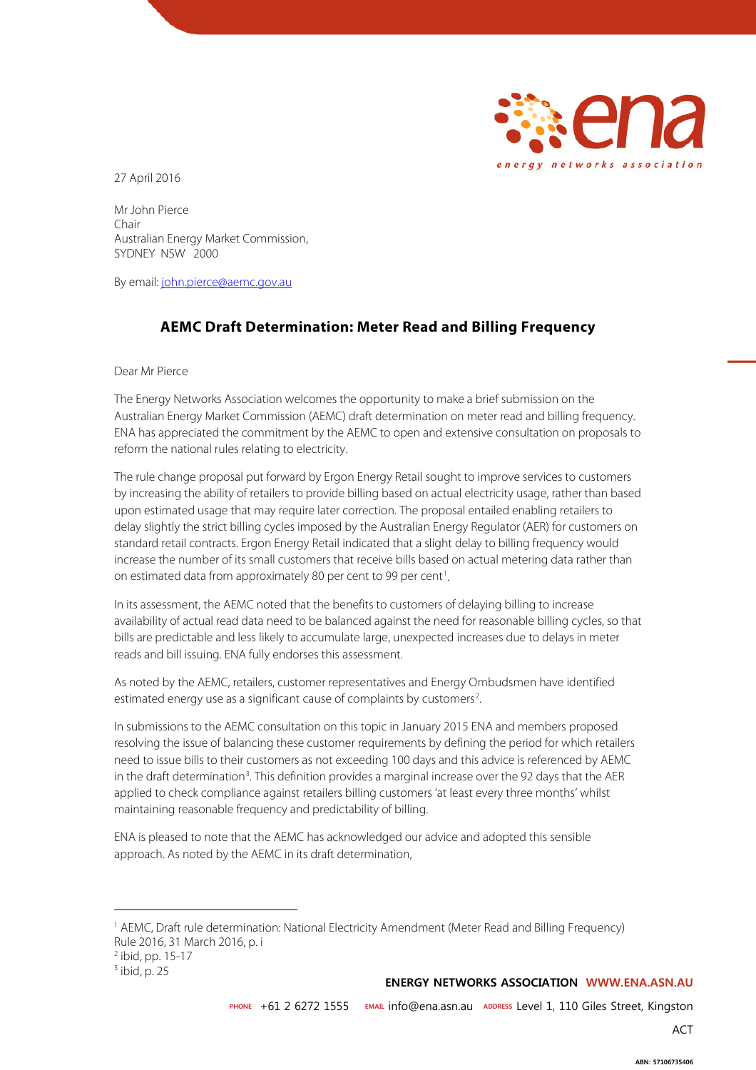27 April 2016

Mr John Pierce
Chair
Australian Energy Market Commission,
SYDNEY NSW 2000

By email: john.pierce@aemc.gov.au

## AEMC Draft Determination: Meter Read and Billing Frequency

Dear Mr Pierce

The Energy Networks Association welcomes the opportunity to make a brief submission on the Australian Energy Market Commission (AEMC) draft determination on meter read and billing frequency. ENA has appreciated the commitment by the AEMC to open and extensive consultation on proposals to reform the national rules relating to electricity.

The rule change proposal put forward by Ergon Energy Retail sought to improve services to customers by increasing the ability of retailers to provide billing based on actual electricity usage, rather than based upon estimated usage that may require later correction. The proposal entailed enabling retailers to delay slightly the strict billing cycles imposed by the Australian Energy Regulator (AER) for customers on standard retail contracts. Ergon Energy Retail indicated that a slight delay to billing frequency would increase the number of its small customers that receive bills based on actual metering data rather than on estimated data from approximately 80 per cent to 99 per cent[1].

In its assessment, the AEMC noted that the benefits to customers of delaying billing to increase availability of actual read data need to be balanced against the need for reasonable billing cycles, so that bills are predictable and less likely to accumulate large, unexpected increases due to delays in meter reads and bill issuing. ENA fully endorses this assessment.

As noted by the AEMC, retailers, customer representatives and Energy Ombudsmen have identified estimated energy use as a significant cause of complaints by customers[2].

In submissions to the AEMC consultation on this topic in January 2015 ENA and members proposed resolving the issue of balancing these customer requirements by defining the period for which retailers need to issue bills to their customers as not exceeding 100 days and this advice is referenced by AEMC in the draft determination[3]. This definition provides a marginal increase over the 92 days that the AER applied to check compliance against retailers billing customers 'at least every three months' whilst maintaining reasonable frequency and predictability of billing.

ENA is pleased to note that the AEMC has acknowledged our advice and adopted this sensible approach. As noted by the AEMC in its draft determination,

---

[1] AEMC, Draft rule determination: National Electricity Amendment (Meter Read and Billing Frequency) Rule 2016, 31 March 2016, p. i

[2] ibid, pp. 15-17

[3] ibid, p. 25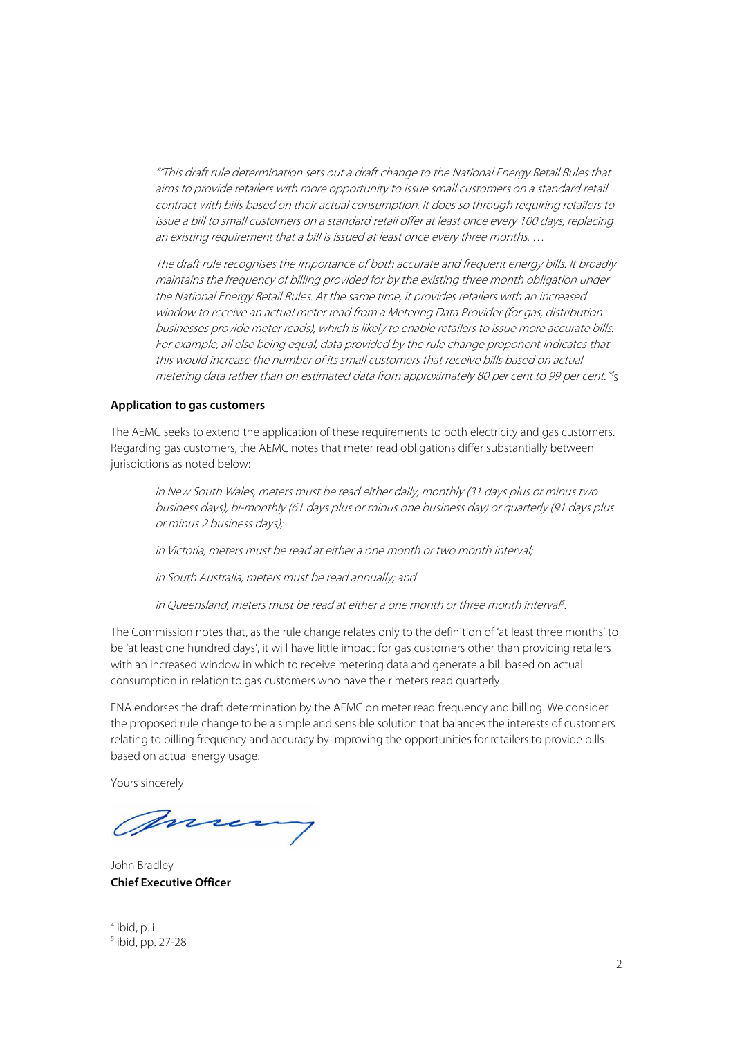*""This draft rule determination sets out a draft change to the National Energy Retail Rules that aims to provide retailers with more opportunity to issue small customers on a standard retail contract with bills based on their actual consumption. It does so through requiring retailers to issue a bill to small customers on a standard retail offer at least once every 100 days, replacing an existing requirement that a bill is issued at least once every three months. …*

*The draft rule recognises the importance of both accurate and frequent energy bills. It broadly maintains the frequency of billing provided for by the existing three month obligation under the National Energy Retail Rules. At the same time, it provides retailers with an increased window to receive an actual meter read from a Metering Data Provider (for gas, distribution businesses provide meter reads), which is likely to enable retailers to issue more accurate bills. For example, all else being equal, data provided by the rule change proponent indicates that this would increase the number of its small customers that receive bills based on actual metering data rather than on estimated data from approximately 80 per cent to 99 per cent."*[4]s

**Application to gas customers**

The AEMC seeks to extend the application of these requirements to both electricity and gas customers. Regarding gas customers, the AEMC notes that meter read obligations differ substantially between jurisdictions as noted below:

> *in New South Wales, meters must be read either daily, monthly (31 days plus or minus two business days), bi-monthly (61 days plus or minus one business day) or quarterly (91 days plus or minus 2 business days);*
>
> *in Victoria, meters must be read at either a one month or two month interval;*
>
> *in South Australia, meters must be read annually; and*
>
> *in Queensland, meters must be read at either a one month or three month interval*[5].

The Commission notes that, as the rule change relates only to the definition of 'at least three months' to be 'at least one hundred days', it will have little impact for gas customers other than providing retailers with an increased window in which to receive metering data and generate a bill based on actual consumption in relation to gas customers who have their meters read quarterly.

ENA endorses the draft determination by the AEMC on meter read frequency and billing. We consider the proposed rule change to be a simple and sensible solution that balances the interests of customers relating to billing frequency and accuracy by improving the opportunities for retailers to provide bills based on actual energy usage.

Yours sincerely

John Bradley
**Chief Executive Officer**

---

[4] ibid, p. i
[5] ibid, pp. 27-28